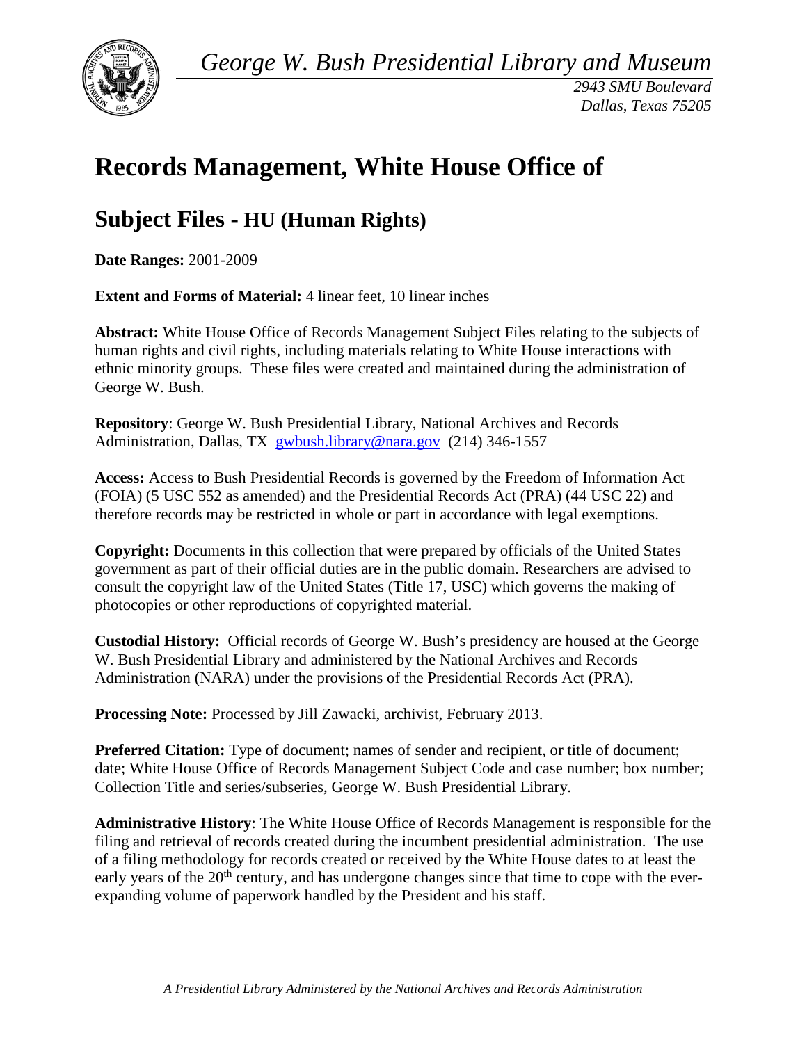*George W. Bush Presidential Library and Museum*

*2943 SMU Boulevard*
*Dallas, Texas 75205*

# Records Management, White House Office of

## Subject Files - HU (Human Rights)

**Date Ranges:** 2001-2009

**Extent and Forms of Material:** 4 linear feet, 10 linear inches

**Abstract:** White House Office of Records Management Subject Files relating to the subjects of human rights and civil rights, including materials relating to White House interactions with ethnic minority groups. These files were created and maintained during the administration of George W. Bush.

**Repository**: George W. Bush Presidential Library, National Archives and Records Administration, Dallas, TX gwbush.library@nara.gov (214) 346-1557

**Access:** Access to Bush Presidential Records is governed by the Freedom of Information Act (FOIA) (5 USC 552 as amended) and the Presidential Records Act (PRA) (44 USC 22) and therefore records may be restricted in whole or part in accordance with legal exemptions.

**Copyright:** Documents in this collection that were prepared by officials of the United States government as part of their official duties are in the public domain. Researchers are advised to consult the copyright law of the United States (Title 17, USC) which governs the making of photocopies or other reproductions of copyrighted material.

**Custodial History:** Official records of George W. Bush's presidency are housed at the George W. Bush Presidential Library and administered by the National Archives and Records Administration (NARA) under the provisions of the Presidential Records Act (PRA).

**Processing Note:** Processed by Jill Zawacki, archivist, February 2013.

**Preferred Citation:** Type of document; names of sender and recipient, or title of document; date; White House Office of Records Management Subject Code and case number; box number; Collection Title and series/subseries, George W. Bush Presidential Library.

**Administrative History**: The White House Office of Records Management is responsible for the filing and retrieval of records created during the incumbent presidential administration. The use of a filing methodology for records created or received by the White House dates to at least the early years of the 20th century, and has undergone changes since that time to cope with the ever-expanding volume of paperwork handled by the President and his staff.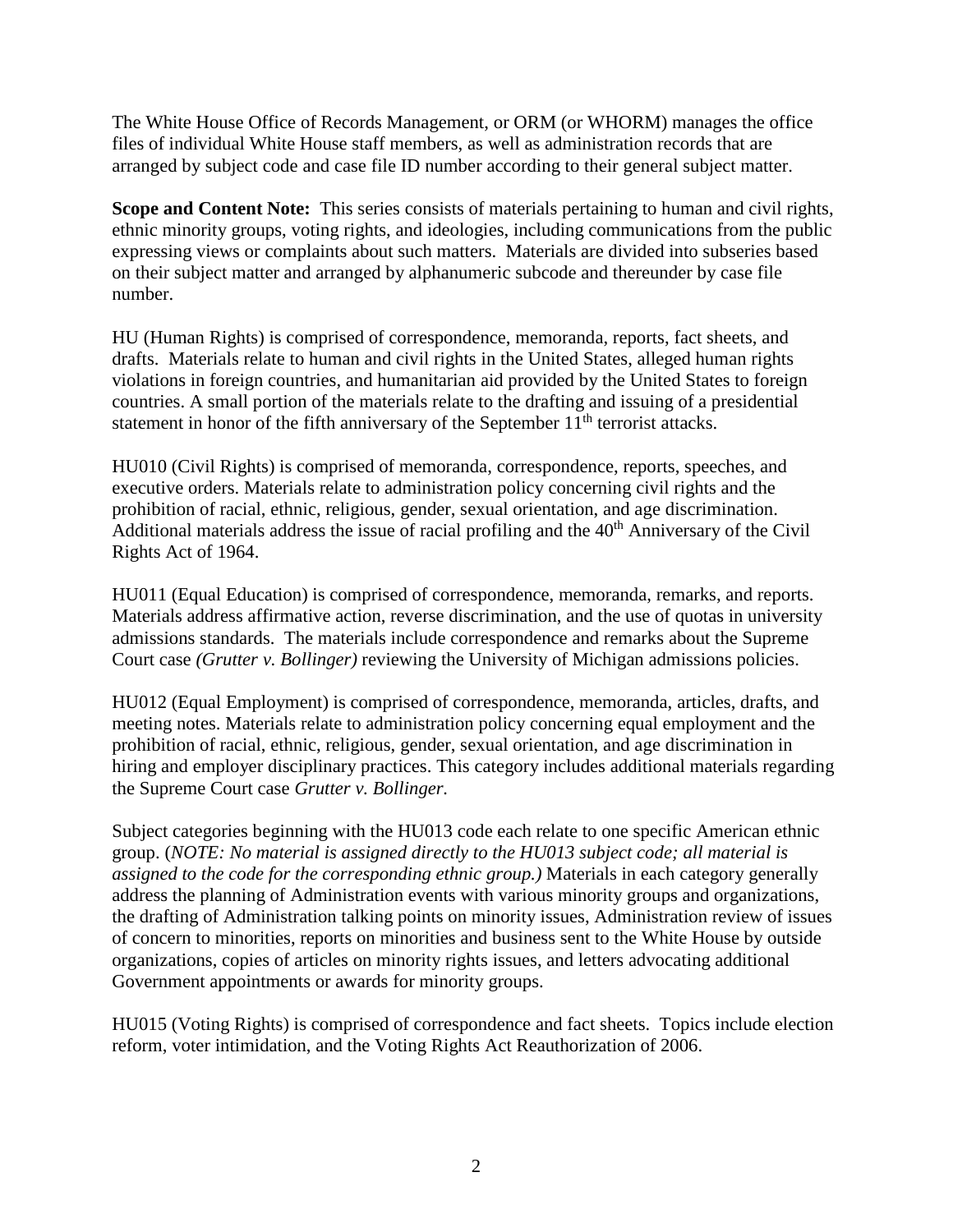The White House Office of Records Management, or ORM (or WHORM) manages the office files of individual White House staff members, as well as administration records that are arranged by subject code and case file ID number according to their general subject matter.

**Scope and Content Note:** This series consists of materials pertaining to human and civil rights, ethnic minority groups, voting rights, and ideologies, including communications from the public expressing views or complaints about such matters. Materials are divided into subseries based on their subject matter and arranged by alphanumeric subcode and thereunder by case file number.

HU (Human Rights) is comprised of correspondence, memoranda, reports, fact sheets, and drafts. Materials relate to human and civil rights in the United States, alleged human rights violations in foreign countries, and humanitarian aid provided by the United States to foreign countries. A small portion of the materials relate to the drafting and issuing of a presidential statement in honor of the fifth anniversary of the September 11th terrorist attacks.

HU010 (Civil Rights) is comprised of memoranda, correspondence, reports, speeches, and executive orders. Materials relate to administration policy concerning civil rights and the prohibition of racial, ethnic, religious, gender, sexual orientation, and age discrimination. Additional materials address the issue of racial profiling and the 40th Anniversary of the Civil Rights Act of 1964.

HU011 (Equal Education) is comprised of correspondence, memoranda, remarks, and reports. Materials address affirmative action, reverse discrimination, and the use of quotas in university admissions standards. The materials include correspondence and remarks about the Supreme Court case *(Grutter v. Bollinger)* reviewing the University of Michigan admissions policies.

HU012 (Equal Employment) is comprised of correspondence, memoranda, articles, drafts, and meeting notes. Materials relate to administration policy concerning equal employment and the prohibition of racial, ethnic, religious, gender, sexual orientation, and age discrimination in hiring and employer disciplinary practices. This category includes additional materials regarding the Supreme Court case *Grutter v. Bollinger.*

Subject categories beginning with the HU013 code each relate to one specific American ethnic group. (*NOTE: No material is assigned directly to the HU013 subject code; all material is assigned to the code for the corresponding ethnic group.)* Materials in each category generally address the planning of Administration events with various minority groups and organizations, the drafting of Administration talking points on minority issues, Administration review of issues of concern to minorities, reports on minorities and business sent to the White House by outside organizations, copies of articles on minority rights issues, and letters advocating additional Government appointments or awards for minority groups.

HU015 (Voting Rights) is comprised of correspondence and fact sheets. Topics include election reform, voter intimidation, and the Voting Rights Act Reauthorization of 2006.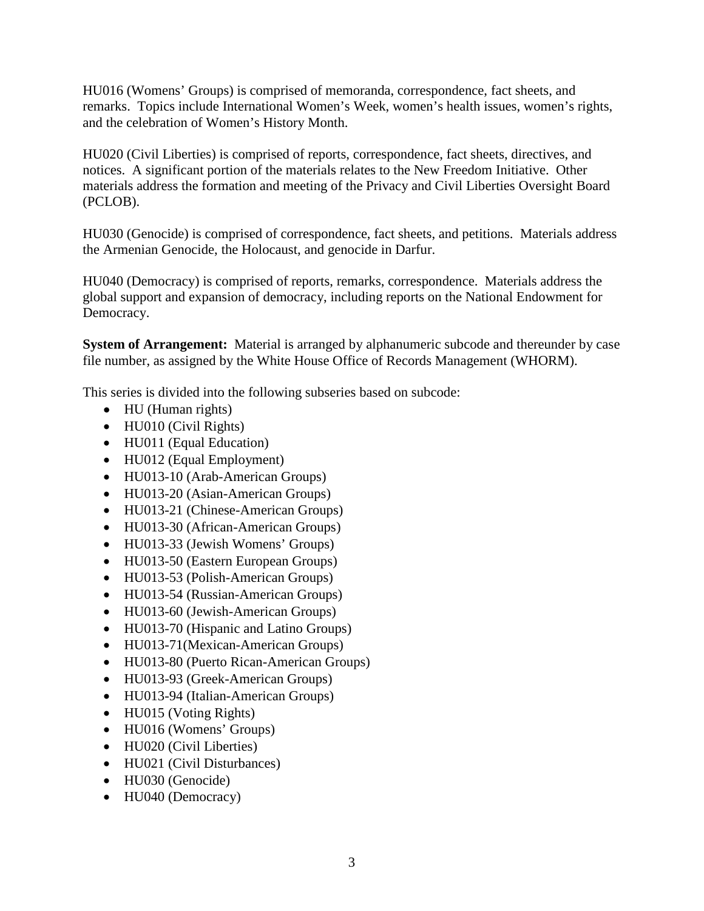HU016 (Womens' Groups) is comprised of memoranda, correspondence, fact sheets, and remarks. Topics include International Women's Week, women's health issues, women's rights, and the celebration of Women's History Month.

HU020 (Civil Liberties) is comprised of reports, correspondence, fact sheets, directives, and notices. A significant portion of the materials relates to the New Freedom Initiative. Other materials address the formation and meeting of the Privacy and Civil Liberties Oversight Board (PCLOB).

HU030 (Genocide) is comprised of correspondence, fact sheets, and petitions. Materials address the Armenian Genocide, the Holocaust, and genocide in Darfur.

HU040 (Democracy) is comprised of reports, remarks, correspondence. Materials address the global support and expansion of democracy, including reports on the National Endowment for Democracy.

**System of Arrangement:** Material is arranged by alphanumeric subcode and thereunder by case file number, as assigned by the White House Office of Records Management (WHORM).

This series is divided into the following subseries based on subcode:

- HU (Human rights)
- HU010 (Civil Rights)
- HU011 (Equal Education)
- HU012 (Equal Employment)
- HU013-10 (Arab-American Groups)
- HU013-20 (Asian-American Groups)
- HU013-21 (Chinese-American Groups)
- HU013-30 (African-American Groups)
- HU013-33 (Jewish Womens' Groups)
- HU013-50 (Eastern European Groups)
- HU013-53 (Polish-American Groups)
- HU013-54 (Russian-American Groups)
- HU013-60 (Jewish-American Groups)
- HU013-70 (Hispanic and Latino Groups)
- HU013-71(Mexican-American Groups)
- HU013-80 (Puerto Rican-American Groups)
- HU013-93 (Greek-American Groups)
- HU013-94 (Italian-American Groups)
- HU015 (Voting Rights)
- HU016 (Womens' Groups)
- HU020 (Civil Liberties)
- HU021 (Civil Disturbances)
- HU030 (Genocide)
- HU040 (Democracy)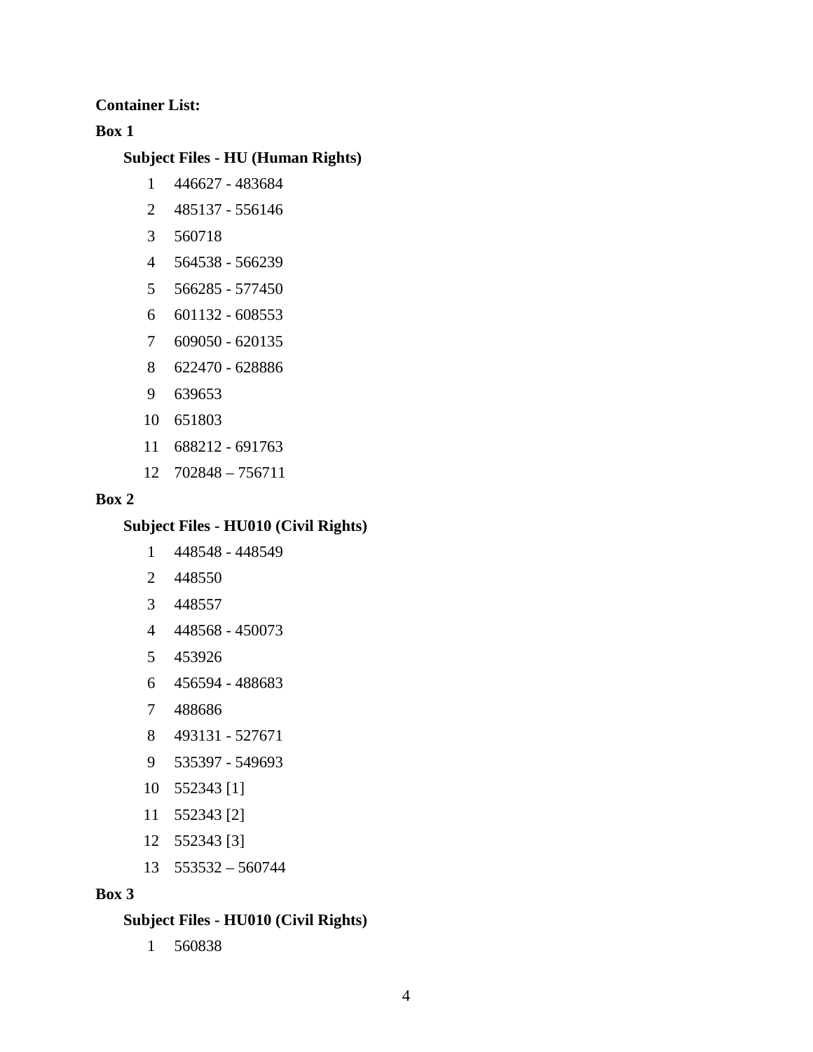**Container List:**

**Box 1**

**Subject Files - HU (Human Rights)**

1 446627 - 483684

2 485137 - 556146

3 560718

4 564538 - 566239

5 566285 - 577450

6 601132 - 608553

7 609050 - 620135

8 622470 - 628886

9 639653

10 651803

11 688212 - 691763

12 702848 – 756711

**Box 2**

**Subject Files - HU010 (Civil Rights)**

1 448548 - 448549

2 448550

3 448557

4 448568 - 450073

5 453926

6 456594 - 488683

7 488686

8 493131 - 527671

9 535397 - 549693

10 552343 [1]

11 552343 [2]

12 552343 [3]

13 553532 – 560744

**Box 3**

**Subject Files - HU010 (Civil Rights)**

1 560838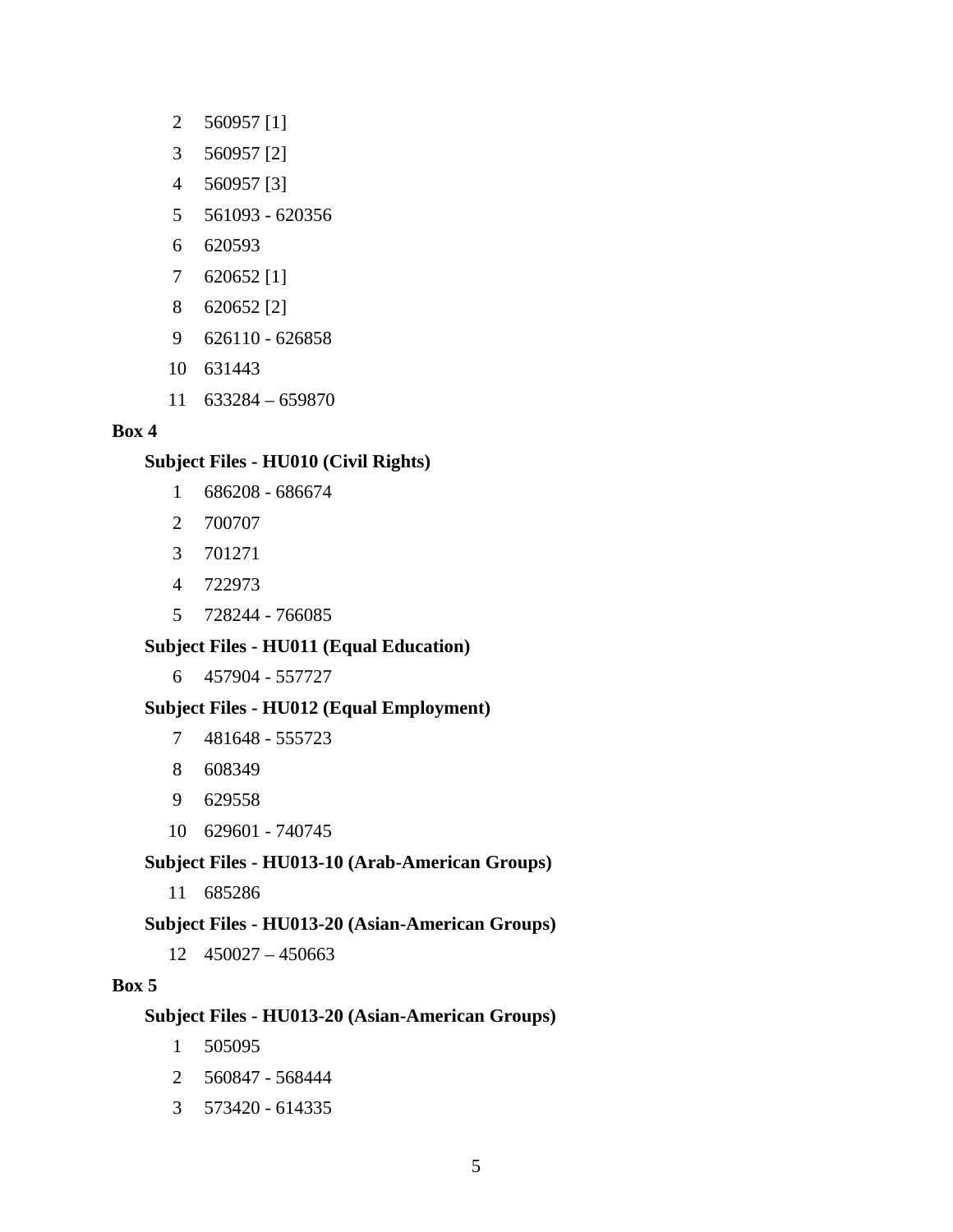2 560957 [1]

3 560957 [2]

4 560957 [3]

5 561093 - 620356

6 620593

7 620652 [1]

8 620652 [2]

9 626110 - 626858

10 631443

11 633284 – 659870

**Box 4**

**Subject Files - HU010 (Civil Rights)**

1 686208 - 686674

2 700707

3 701271

4 722973

5 728244 - 766085

**Subject Files - HU011 (Equal Education)**

6 457904 - 557727

**Subject Files - HU012 (Equal Employment)**

7 481648 - 555723

8 608349

9 629558

10 629601 - 740745

**Subject Files - HU013-10 (Arab-American Groups)**

11 685286

**Subject Files - HU013-20 (Asian-American Groups)**

12 450027 – 450663

**Box 5**

**Subject Files - HU013-20 (Asian-American Groups)**

1 505095

2 560847 - 568444

3 573420 - 614335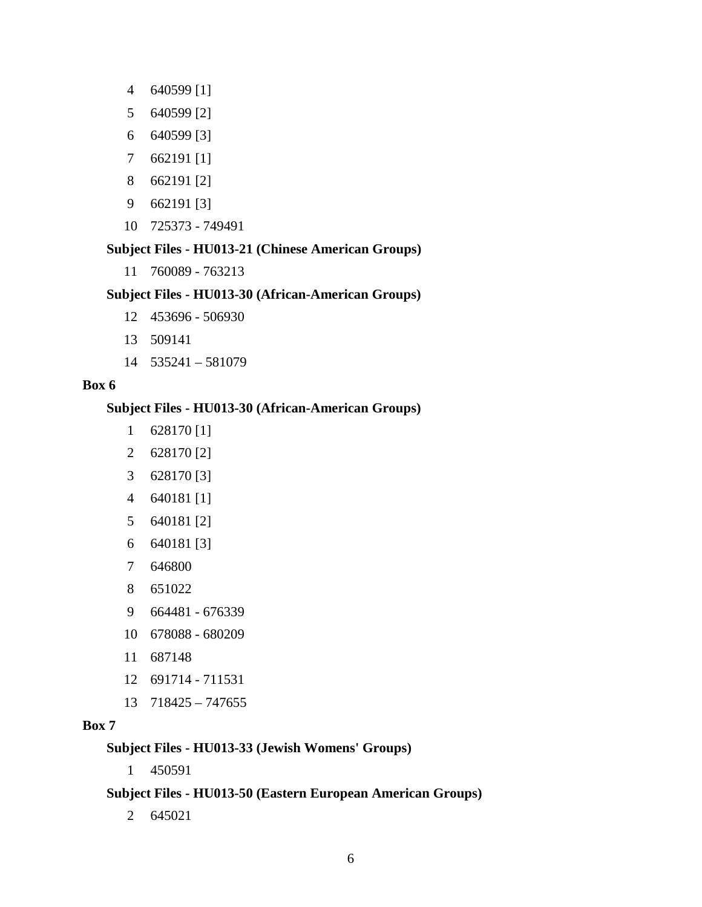4 640599 [1]

5 640599 [2]

6 640599 [3]

7 662191 [1]

8 662191 [2]

9 662191 [3]

10 725373 - 749491

**Subject Files - HU013-21 (Chinese American Groups)**

11 760089 - 763213

**Subject Files - HU013-30 (African-American Groups)**

12 453696 - 506930

13 509141

14 535241 – 581079

**Box 6**

**Subject Files - HU013-30 (African-American Groups)**

1 628170 [1]

2 628170 [2]

3 628170 [3]

4 640181 [1]

5 640181 [2]

6 640181 [3]

7 646800

8 651022

9 664481 - 676339

10 678088 - 680209

11 687148

12 691714 - 711531

13 718425 – 747655

**Box 7**

**Subject Files - HU013-33 (Jewish Womens' Groups)**

1 450591

**Subject Files - HU013-50 (Eastern European American Groups)**

2 645021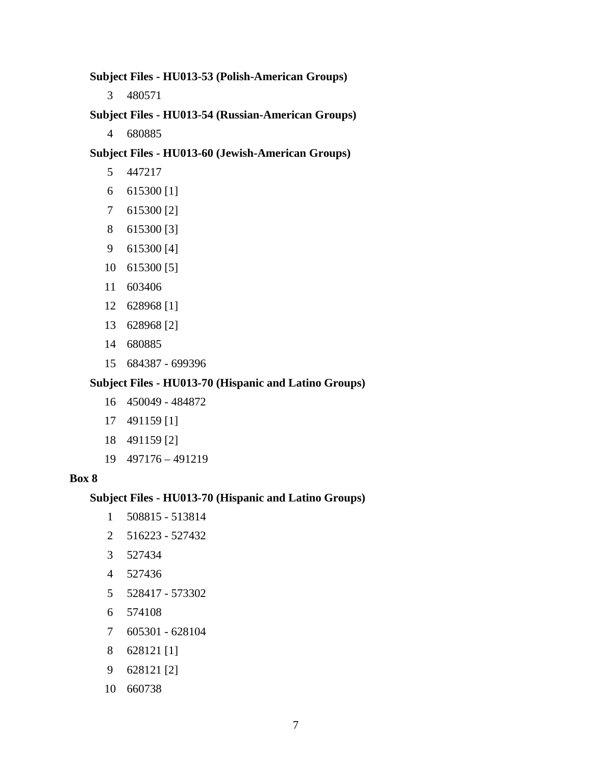**Subject Files - HU013-53 (Polish-American Groups)**

3 480571

**Subject Files - HU013-54 (Russian-American Groups)**

4 680885

**Subject Files - HU013-60 (Jewish-American Groups)**

5 447217

6 615300 [1]

7 615300 [2]

8 615300 [3]

9 615300 [4]

10 615300 [5]

11 603406

12 628968 [1]

13 628968 [2]

14 680885

15 684387 - 699396

**Subject Files - HU013-70 (Hispanic and Latino Groups)**

16 450049 - 484872

17 491159 [1]

18 491159 [2]

19 497176 – 491219

**Box 8**

**Subject Files - HU013-70 (Hispanic and Latino Groups)**

1 508815 - 513814

2 516223 - 527432

3 527434

4 527436

5 528417 - 573302

6 574108

7 605301 - 628104

8 628121 [1]

9 628121 [2]

10 660738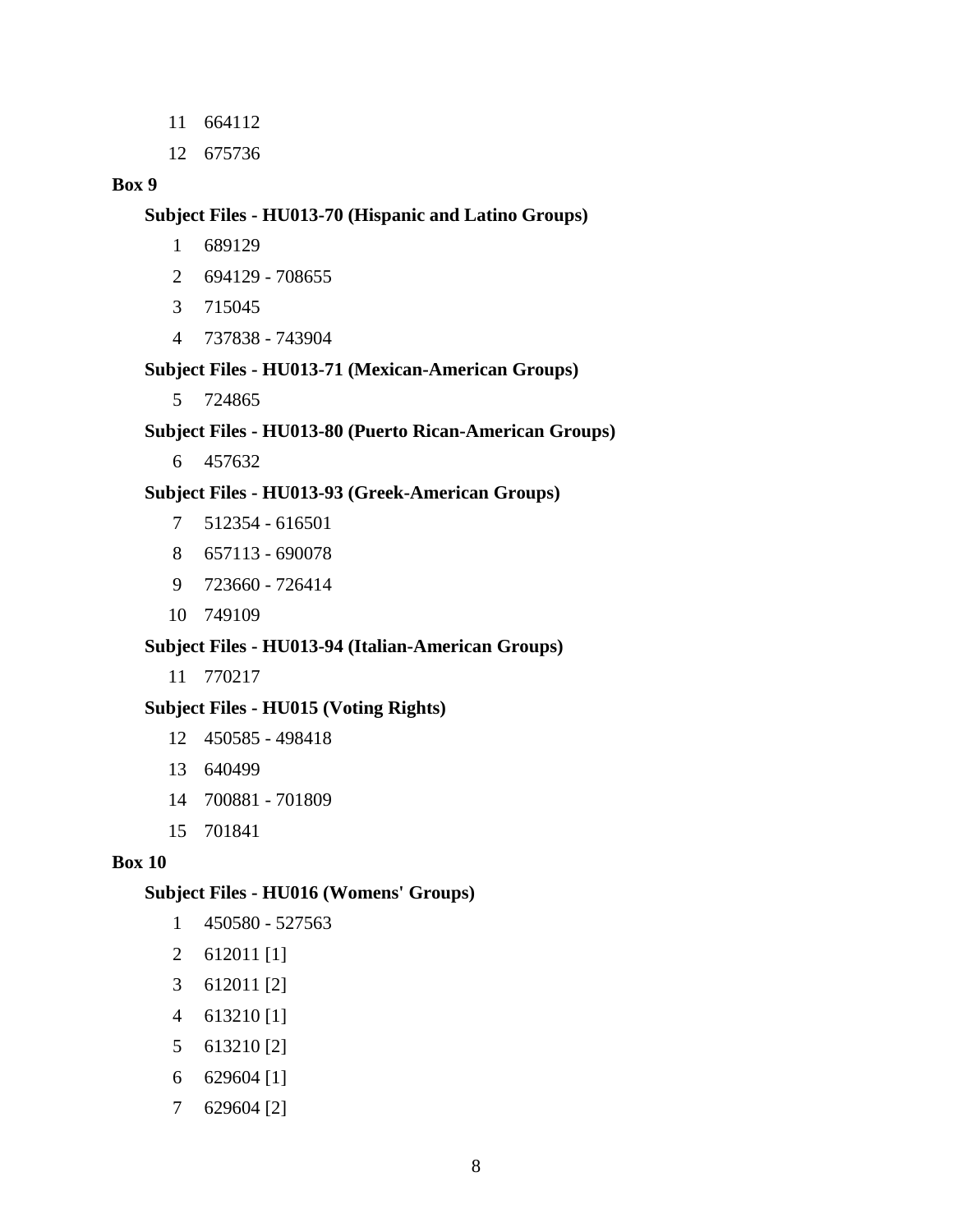11 664112

12 675736

**Box 9**

**Subject Files - HU013-70 (Hispanic and Latino Groups)**

1 689129

2 694129 - 708655

3 715045

4 737838 - 743904

**Subject Files - HU013-71 (Mexican-American Groups)**

5 724865

**Subject Files - HU013-80 (Puerto Rican-American Groups)**

6 457632

**Subject Files - HU013-93 (Greek-American Groups)**

7 512354 - 616501

8 657113 - 690078

9 723660 - 726414

10 749109

**Subject Files - HU013-94 (Italian-American Groups)**

11 770217

**Subject Files - HU015 (Voting Rights)**

12 450585 - 498418

13 640499

14 700881 - 701809

15 701841

**Box 10**

**Subject Files - HU016 (Womens' Groups)**

1 450580 - 527563

2 612011 [1]

3 612011 [2]

4 613210 [1]

5 613210 [2]

6 629604 [1]

7 629604 [2]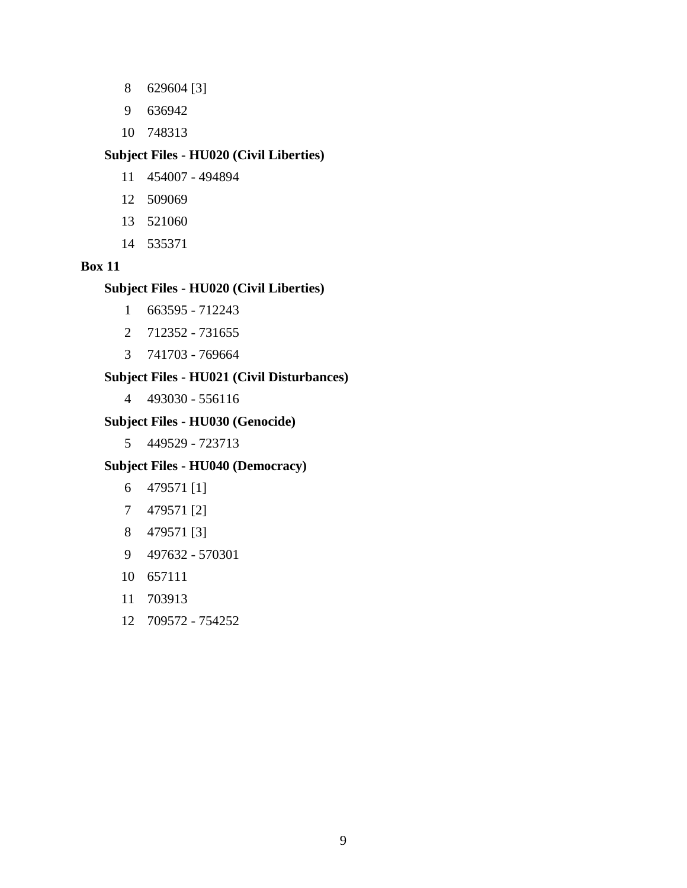8 629604 [3]

9 636942

10 748313

**Subject Files - HU020 (Civil Liberties)**

11 454007 - 494894

12 509069

13 521060

14 535371

**Box 11**

**Subject Files - HU020 (Civil Liberties)**

1 663595 - 712243

2 712352 - 731655

3 741703 - 769664

**Subject Files - HU021 (Civil Disturbances)**

4 493030 - 556116

**Subject Files - HU030 (Genocide)**

5 449529 - 723713

**Subject Files - HU040 (Democracy)**

6 479571 [1]

7 479571 [2]

8 479571 [3]

9 497632 - 570301

10 657111

11 703913

12 709572 - 754252